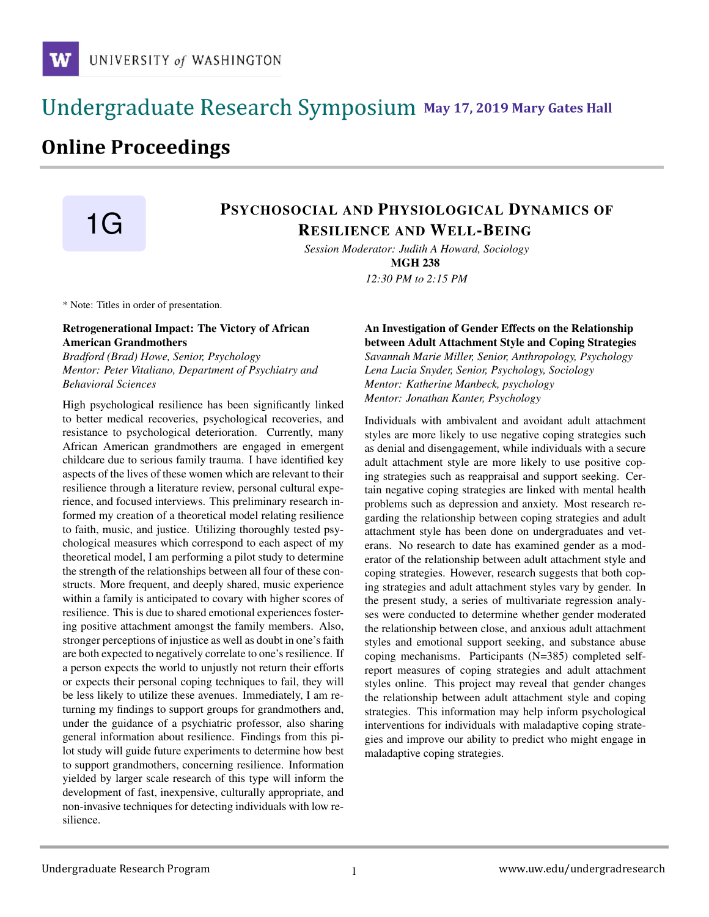UNIVERSITY of WASHINGTON

# Undergraduate Research Symposium May 17, 2019 Mary Gates Hall

## Online Proceedings

1G

### Psychosocial and Physiological Dynamics of Resilience and Well-Being

*Session Moderator: Judith A Howard, Sociology*
**MGH 238**
*12:30 PM to 2:15 PM*

* Note: Titles in order of presentation.

**Retrogenerational Impact: The Victory of African American Grandmothers**
*Bradford (Brad) Howe, Senior, Psychology*
*Mentor: Peter Vitaliano, Department of Psychiatry and Behavioral Sciences*

High psychological resilience has been significantly linked to better medical recoveries, psychological recoveries, and resistance to psychological deterioration. Currently, many African American grandmothers are engaged in emergent childcare due to serious family trauma. I have identified key aspects of the lives of these women which are relevant to their resilience through a literature review, personal cultural experience, and focused interviews. This preliminary research informed my creation of a theoretical model relating resilience to faith, music, and justice. Utilizing thoroughly tested psychological measures which correspond to each aspect of my theoretical model, I am performing a pilot study to determine the strength of the relationships between all four of these constructs. More frequent, and deeply shared, music experience within a family is anticipated to covary with higher scores of resilience. This is due to shared emotional experiences fostering positive attachment amongst the family members. Also, stronger perceptions of injustice as well as doubt in one's faith are both expected to negatively correlate to one's resilience. If a person expects the world to unjustly not return their efforts or expects their personal coping techniques to fail, they will be less likely to utilize these avenues. Immediately, I am returning my findings to support groups for grandmothers and, under the guidance of a psychiatric professor, also sharing general information about resilience. Findings from this pilot study will guide future experiments to determine how best to support grandmothers, concerning resilience. Information yielded by larger scale research of this type will inform the development of fast, inexpensive, culturally appropriate, and non-invasive techniques for detecting individuals with low resilience.

**An Investigation of Gender Effects on the Relationship between Adult Attachment Style and Coping Strategies**
*Savannah Marie Miller, Senior, Anthropology, Psychology*
*Lena Lucia Snyder, Senior, Psychology, Sociology*
*Mentor: Katherine Manbeck, psychology*
*Mentor: Jonathan Kanter, Psychology*

Individuals with ambivalent and avoidant adult attachment styles are more likely to use negative coping strategies such as denial and disengagement, while individuals with a secure adult attachment style are more likely to use positive coping strategies such as reappraisal and support seeking. Certain negative coping strategies are linked with mental health problems such as depression and anxiety. Most research regarding the relationship between coping strategies and adult attachment style has been done on undergraduates and veterans. No research to date has examined gender as a moderator of the relationship between adult attachment style and coping strategies. However, research suggests that both coping strategies and adult attachment styles vary by gender. In the present study, a series of multivariate regression analyses were conducted to determine whether gender moderated the relationship between close, and anxious adult attachment styles and emotional support seeking, and substance abuse coping mechanisms. Participants (N=385) completed self-report measures of coping strategies and adult attachment styles online. This project may reveal that gender changes the relationship between adult attachment style and coping strategies. This information may help inform psychological interventions for individuals with maladaptive coping strategies and improve our ability to predict who might engage in maladaptive coping strategies.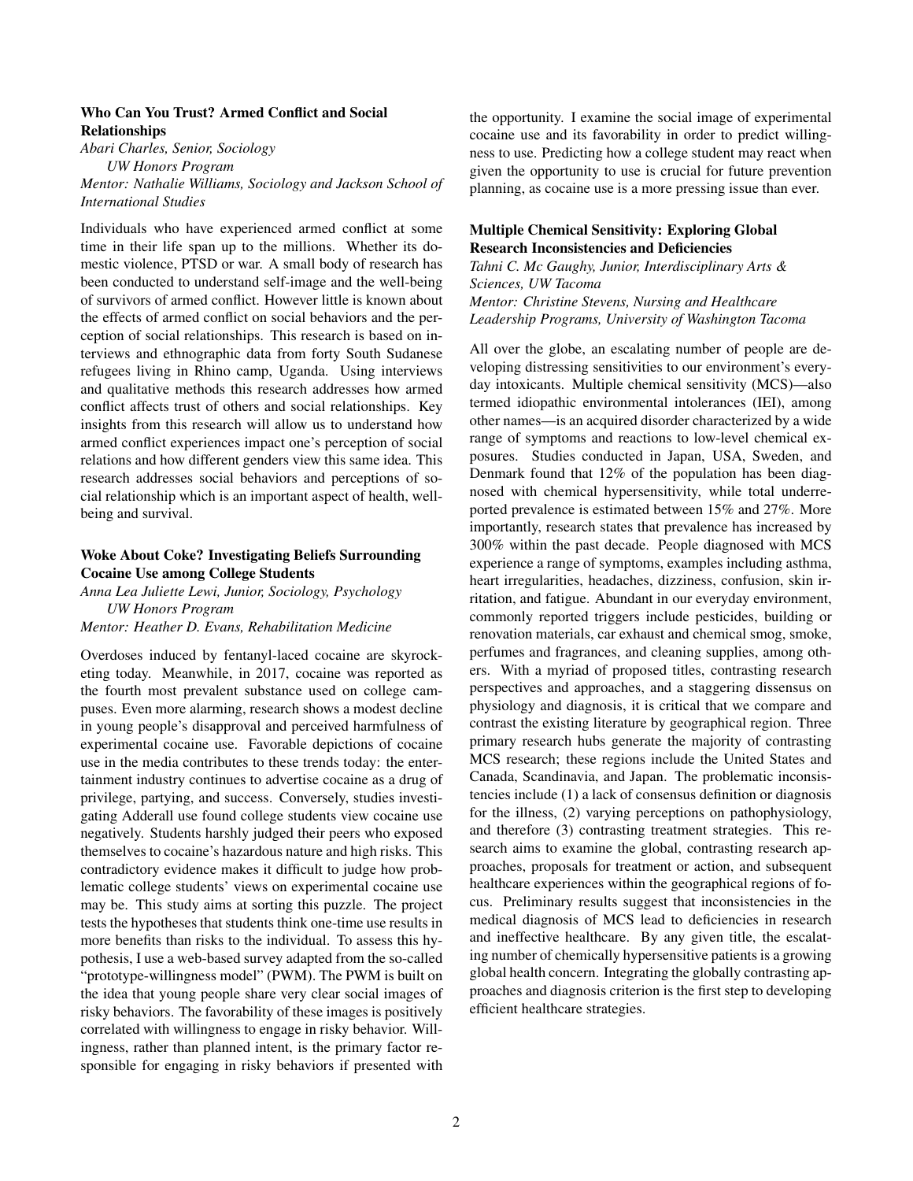### Who Can You Trust? Armed Conflict and Social Relationships

*Abari Charles, Senior, Sociology*
*UW Honors Program*
*Mentor: Nathalie Williams, Sociology and Jackson School of International Studies*

Individuals who have experienced armed conflict at some time in their life span up to the millions. Whether its domestic violence, PTSD or war. A small body of research has been conducted to understand self-image and the well-being of survivors of armed conflict. However little is known about the effects of armed conflict on social behaviors and the perception of social relationships. This research is based on interviews and ethnographic data from forty South Sudanese refugees living in Rhino camp, Uganda. Using interviews and qualitative methods this research addresses how armed conflict affects trust of others and social relationships. Key insights from this research will allow us to understand how armed conflict experiences impact one's perception of social relations and how different genders view this same idea. This research addresses social behaviors and perceptions of social relationship which is an important aspect of health, well-being and survival.

### Woke About Coke? Investigating Beliefs Surrounding Cocaine Use among College Students

*Anna Lea Juliette Lewi, Junior, Sociology, Psychology*
*UW Honors Program*
*Mentor: Heather D. Evans, Rehabilitation Medicine*

Overdoses induced by fentanyl-laced cocaine are skyrocketing today. Meanwhile, in 2017, cocaine was reported as the fourth most prevalent substance used on college campuses. Even more alarming, research shows a modest decline in young people's disapproval and perceived harmfulness of experimental cocaine use. Favorable depictions of cocaine use in the media contributes to these trends today: the entertainment industry continues to advertise cocaine as a drug of privilege, partying, and success. Conversely, studies investigating Adderall use found college students view cocaine use negatively. Students harshly judged their peers who exposed themselves to cocaine's hazardous nature and high risks. This contradictory evidence makes it difficult to judge how problematic college students' views on experimental cocaine use may be. This study aims at sorting this puzzle. The project tests the hypotheses that students think one-time use results in more benefits than risks to the individual. To assess this hypothesis, I use a web-based survey adapted from the so-called "prototype-willingness model" (PWM). The PWM is built on the idea that young people share very clear social images of risky behaviors. The favorability of these images is positively correlated with willingness to engage in risky behavior. Willingness, rather than planned intent, is the primary factor responsible for engaging in risky behaviors if presented with the opportunity. I examine the social image of experimental cocaine use and its favorability in order to predict willingness to use. Predicting how a college student may react when given the opportunity to use is crucial for future prevention planning, as cocaine use is a more pressing issue than ever.

### Multiple Chemical Sensitivity: Exploring Global Research Inconsistencies and Deficiencies

*Tahni C. Mc Gaughy, Junior, Interdisciplinary Arts & Sciences, UW Tacoma*
*Mentor: Christine Stevens, Nursing and Healthcare Leadership Programs, University of Washington Tacoma*

All over the globe, an escalating number of people are developing distressing sensitivities to our environment's everyday intoxicants. Multiple chemical sensitivity (MCS)—also termed idiopathic environmental intolerances (IEI), among other names—is an acquired disorder characterized by a wide range of symptoms and reactions to low-level chemical exposures. Studies conducted in Japan, USA, Sweden, and Denmark found that 12% of the population has been diagnosed with chemical hypersensitivity, while total underreported prevalence is estimated between 15% and 27%. More importantly, research states that prevalence has increased by 300% within the past decade. People diagnosed with MCS experience a range of symptoms, examples including asthma, heart irregularities, headaches, dizziness, confusion, skin irritation, and fatigue. Abundant in our everyday environment, commonly reported triggers include pesticides, building or renovation materials, car exhaust and chemical smog, smoke, perfumes and fragrances, and cleaning supplies, among others. With a myriad of proposed titles, contrasting research perspectives and approaches, and a staggering dissensus on physiology and diagnosis, it is critical that we compare and contrast the existing literature by geographical region. Three primary research hubs generate the majority of contrasting MCS research; these regions include the United States and Canada, Scandinavia, and Japan. The problematic inconsistencies include (1) a lack of consensus definition or diagnosis for the illness, (2) varying perceptions on pathophysiology, and therefore (3) contrasting treatment strategies. This research aims to examine the global, contrasting research approaches, proposals for treatment or action, and subsequent healthcare experiences within the geographical regions of focus. Preliminary results suggest that inconsistencies in the medical diagnosis of MCS lead to deficiencies in research and ineffective healthcare. By any given title, the escalating number of chemically hypersensitive patients is a growing global health concern. Integrating the globally contrasting approaches and diagnosis criterion is the first step to developing efficient healthcare strategies.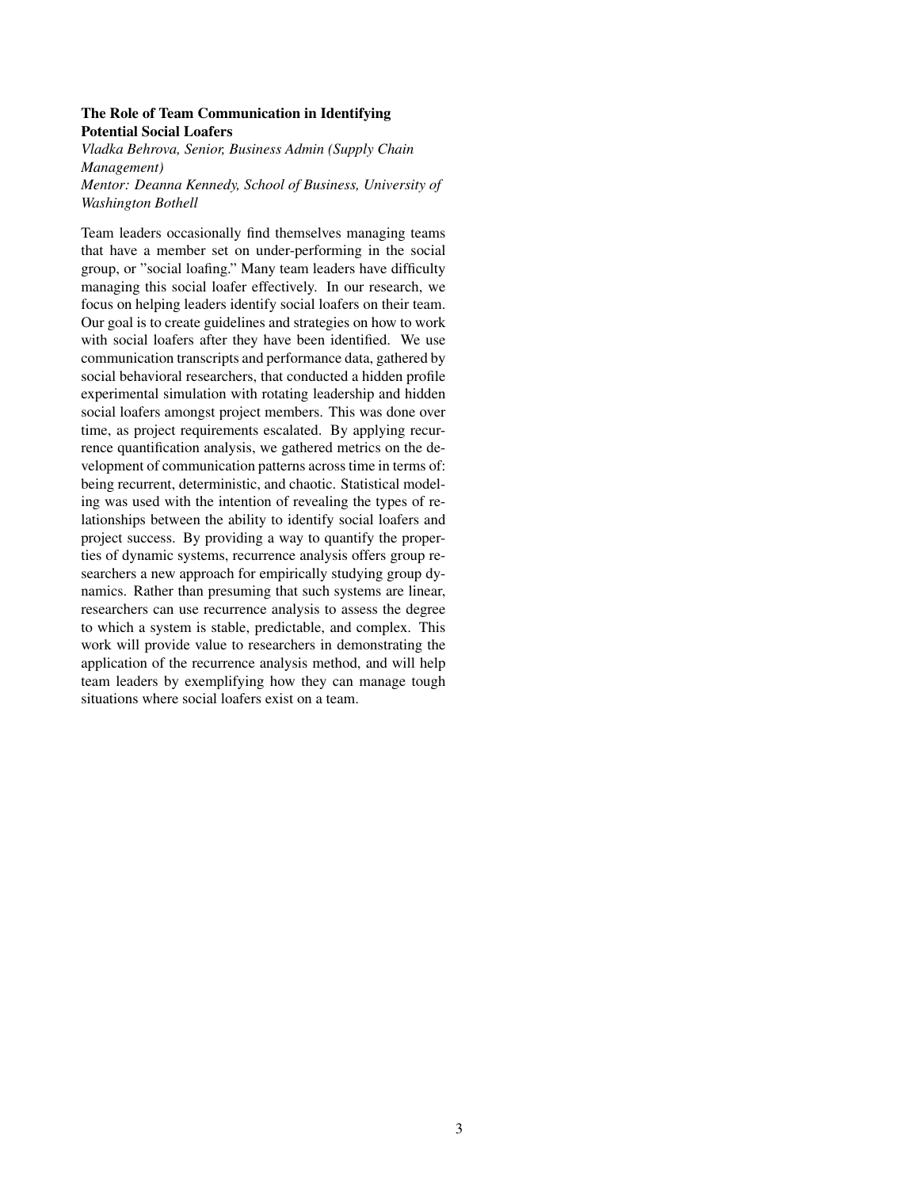**The Role of Team Communication in Identifying Potential Social Loafers**

*Vladka Behrova, Senior, Business Admin (Supply Chain Management)*

*Mentor: Deanna Kennedy, School of Business, University of Washington Bothell*

Team leaders occasionally find themselves managing teams that have a member set on under-performing in the social group, or "social loafing." Many team leaders have difficulty managing this social loafer effectively. In our research, we focus on helping leaders identify social loafers on their team. Our goal is to create guidelines and strategies on how to work with social loafers after they have been identified. We use communication transcripts and performance data, gathered by social behavioral researchers, that conducted a hidden profile experimental simulation with rotating leadership and hidden social loafers amongst project members. This was done over time, as project requirements escalated. By applying recurrence quantification analysis, we gathered metrics on the development of communication patterns across time in terms of: being recurrent, deterministic, and chaotic. Statistical modeling was used with the intention of revealing the types of relationships between the ability to identify social loafers and project success. By providing a way to quantify the properties of dynamic systems, recurrence analysis offers group researchers a new approach for empirically studying group dynamics. Rather than presuming that such systems are linear, researchers can use recurrence analysis to assess the degree to which a system is stable, predictable, and complex. This work will provide value to researchers in demonstrating the application of the recurrence analysis method, and will help team leaders by exemplifying how they can manage tough situations where social loafers exist on a team.